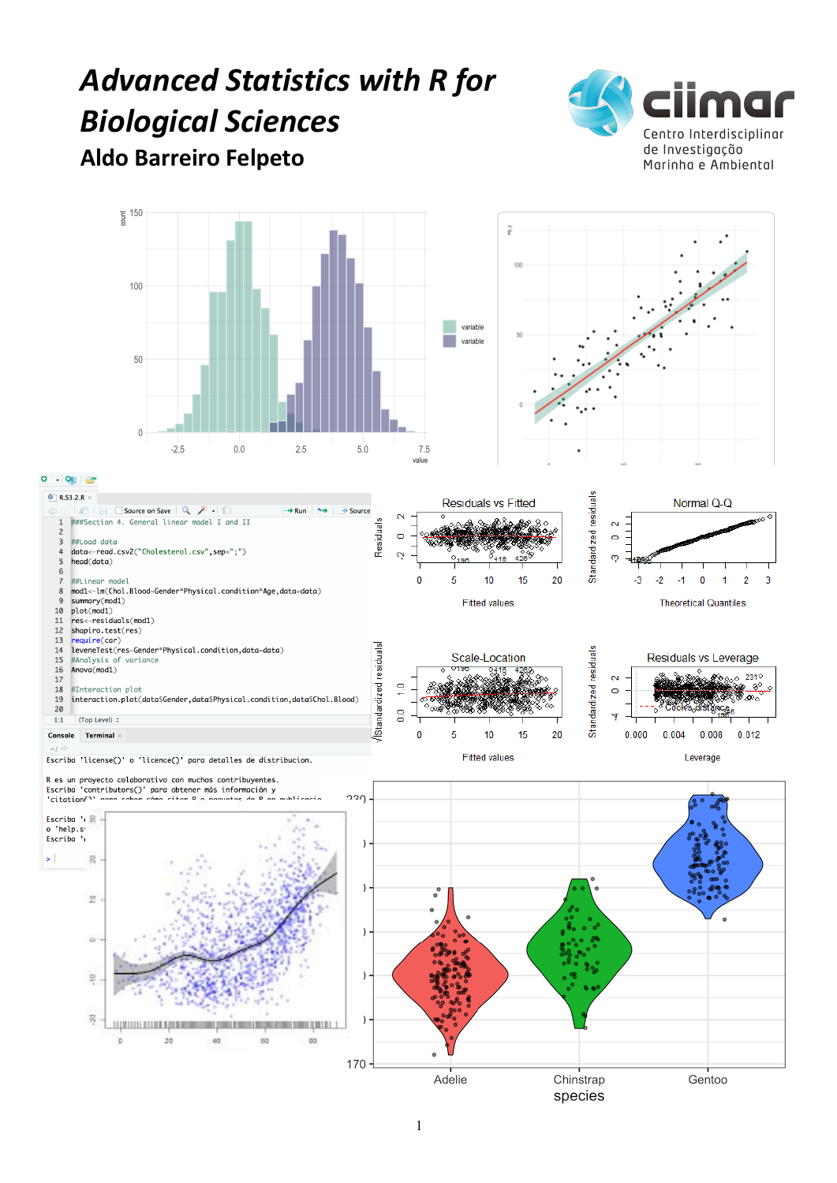# *Advanced Statistics with R for Biological Sciences*

## Aldo Barreiro Felpeto

ciimar
Centro Interdisciplinar de Investigação Marinha e Ambiental

count
150
100
50
0
-2.5
0.0
2.5
5.0
7.5
value

variable
variable

100
50
0

```
###Section 4. General linear model I and II

##Load data
data<-read.csv2("Cholesterol.csv",sep=";")
head(data)

##Linear model
mod1<-lm(Chol.Blood~Gender*Physical.condition*Age,data=data)
summary(mod1)
plot(mod1)
res<-residuals(mod1)
shapiro.test(res)
require(car)
leveneTest(res~Gender*Physical.condition,data=data)
#Analysis of variance
Anova(mod1)


#Interaction plot
interaction.plot(data$Gender,data$Physical.condition,data$Chol.Blood)
```

Escriba 'license()' o 'licence()' para detalles de distribucion.

R es un proyecto colaborativo con muchos contribuyentes.
Escriba 'contributors()' para obtener más información y

Residuals vs Fitted
Residuals
Fitted values

Normal Q-Q
Standardized residuals
Theoretical Quantiles

Scale-Location
√|Standardized residuals|
Fitted values

Residuals vs Leverage
Standardized residuals
Cook's distance
Leverage

170
Adelie
Chinstrap
Gentoo
species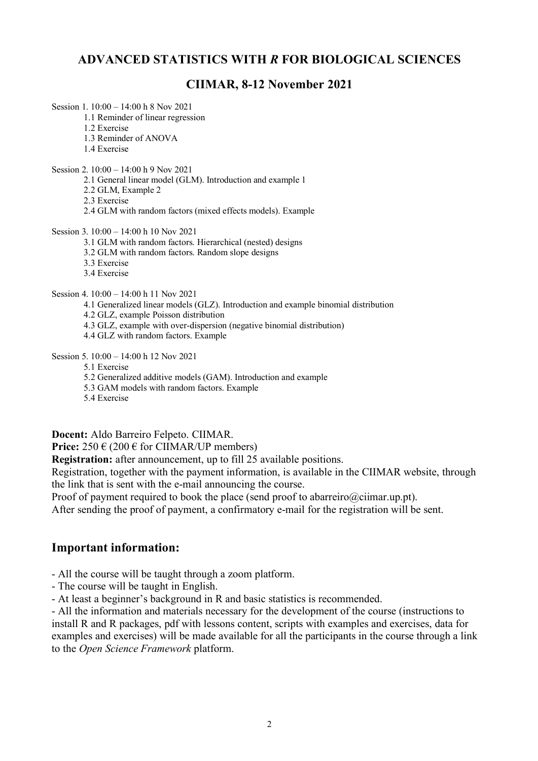## ADVANCED STATISTICS WITH *R* FOR BIOLOGICAL SCIENCES

## CIIMAR, 8-12 November 2021

Session 1. 10:00 – 14:00 h 8 Nov 2021
- 1.1 Reminder of linear regression
- 1.2 Exercise
- 1.3 Reminder of ANOVA
- 1.4 Exercise

Session 2. 10:00 – 14:00 h 9 Nov 2021
- 2.1 General linear model (GLM). Introduction and example 1
- 2.2 GLM, Example 2
- 2.3 Exercise
- 2.4 GLM with random factors (mixed effects models). Example

Session 3. 10:00 – 14:00 h 10 Nov 2021
- 3.1 GLM with random factors. Hierarchical (nested) designs
- 3.2 GLM with random factors. Random slope designs
- 3.3 Exercise
- 3.4 Exercise

Session 4. 10:00 – 14:00 h 11 Nov 2021
- 4.1 Generalized linear models (GLZ). Introduction and example binomial distribution
- 4.2 GLZ, example Poisson distribution
- 4.3 GLZ, example with over-dispersion (negative binomial distribution)
- 4.4 GLZ with random factors. Example

Session 5. 10:00 – 14:00 h 12 Nov 2021
- 5.1 Exercise
- 5.2 Generalized additive models (GAM). Introduction and example
- 5.3 GAM models with random factors. Example
- 5.4 Exercise

**Docent:** Aldo Barreiro Felpeto. CIIMAR.
**Price:** 250 € (200 € for CIIMAR/UP members)
**Registration:** after announcement, up to fill 25 available positions.
Registration, together with the payment information, is available in the CIIMAR website, through the link that is sent with the e-mail announcing the course.
Proof of payment required to book the place (send proof to abarreiro@ciimar.up.pt).
After sending the proof of payment, a confirmatory e-mail for the registration will be sent.

## Important information:

- All the course will be taught through a zoom platform.
- The course will be taught in English.
- At least a beginner's background in R and basic statistics is recommended.
- All the information and materials necessary for the development of the course (instructions to install R and R packages, pdf with lessons content, scripts with examples and exercises, data for examples and exercises) will be made available for all the participants in the course through a link to the *Open Science Framework* platform.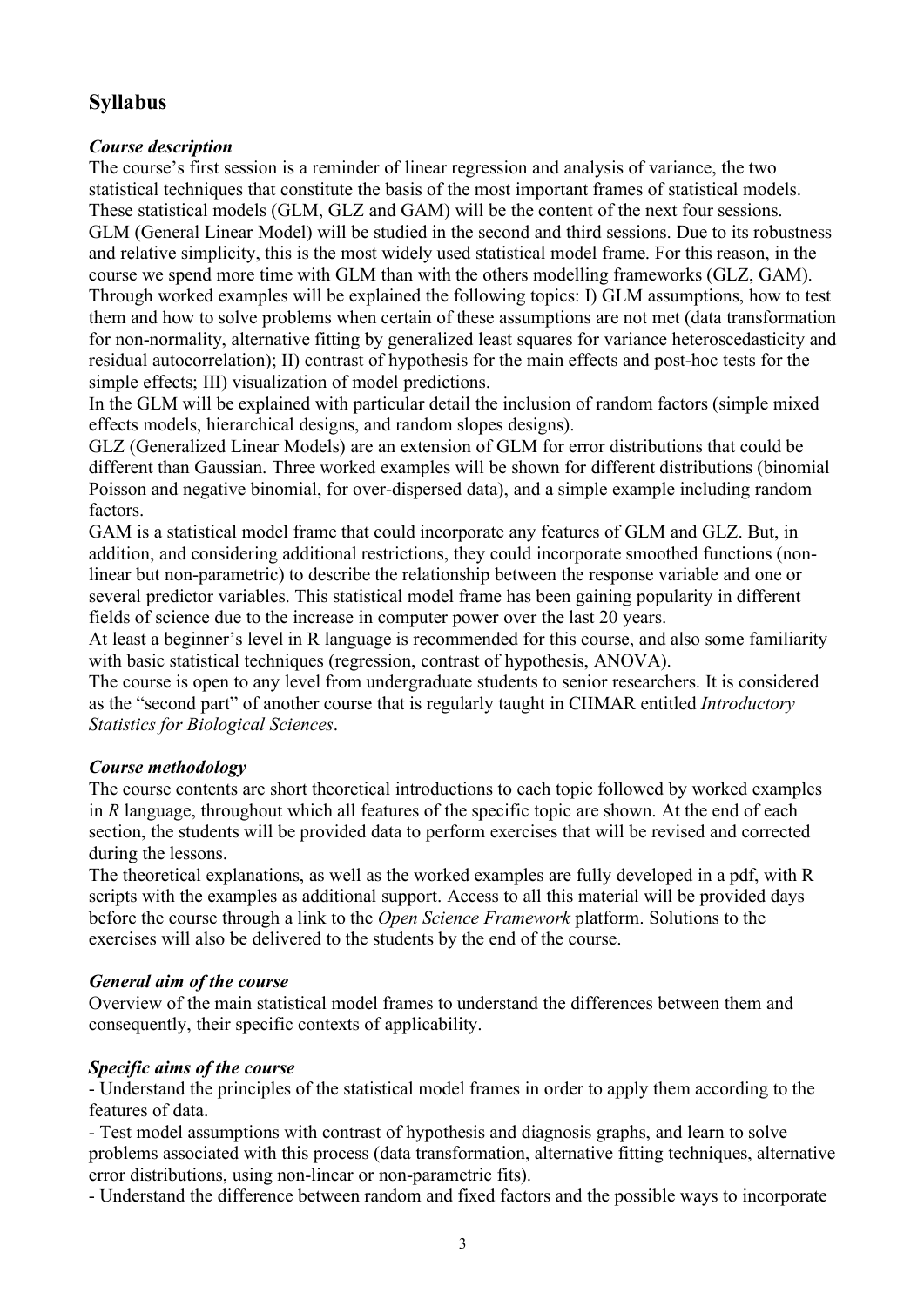## Syllabus

### *Course description*

The course's first session is a reminder of linear regression and analysis of variance, the two statistical techniques that constitute the basis of the most important frames of statistical models. These statistical models (GLM, GLZ and GAM) will be the content of the next four sessions. GLM (General Linear Model) will be studied in the second and third sessions. Due to its robustness and relative simplicity, this is the most widely used statistical model frame. For this reason, in the course we spend more time with GLM than with the others modelling frameworks (GLZ, GAM). Through worked examples will be explained the following topics: I) GLM assumptions, how to test them and how to solve problems when certain of these assumptions are not met (data transformation for non-normality, alternative fitting by generalized least squares for variance heteroscedasticity and residual autocorrelation); II) contrast of hypothesis for the main effects and post-hoc tests for the simple effects; III) visualization of model predictions.

In the GLM will be explained with particular detail the inclusion of random factors (simple mixed effects models, hierarchical designs, and random slopes designs).

GLZ (Generalized Linear Models) are an extension of GLM for error distributions that could be different than Gaussian. Three worked examples will be shown for different distributions (binomial Poisson and negative binomial, for over-dispersed data), and a simple example including random factors.

GAM is a statistical model frame that could incorporate any features of GLM and GLZ. But, in addition, and considering additional restrictions, they could incorporate smoothed functions (non-linear but non-parametric) to describe the relationship between the response variable and one or several predictor variables. This statistical model frame has been gaining popularity in different fields of science due to the increase in computer power over the last 20 years.

At least a beginner's level in R language is recommended for this course, and also some familiarity with basic statistical techniques (regression, contrast of hypothesis, ANOVA).

The course is open to any level from undergraduate students to senior researchers. It is considered as the "second part" of another course that is regularly taught in CIIMAR entitled *Introductory Statistics for Biological Sciences*.

### *Course methodology*

The course contents are short theoretical introductions to each topic followed by worked examples in *R* language, throughout which all features of the specific topic are shown. At the end of each section, the students will be provided data to perform exercises that will be revised and corrected during the lessons.

The theoretical explanations, as well as the worked examples are fully developed in a pdf, with R scripts with the examples as additional support. Access to all this material will be provided days before the course through a link to the *Open Science Framework* platform. Solutions to the exercises will also be delivered to the students by the end of the course.

### *General aim of the course*

Overview of the main statistical model frames to understand the differences between them and consequently, their specific contexts of applicability.

### *Specific aims of the course*

- Understand the principles of the statistical model frames in order to apply them according to the features of data.
- Test model assumptions with contrast of hypothesis and diagnosis graphs, and learn to solve problems associated with this process (data transformation, alternative fitting techniques, alternative error distributions, using non-linear or non-parametric fits).
- Understand the difference between random and fixed factors and the possible ways to incorporate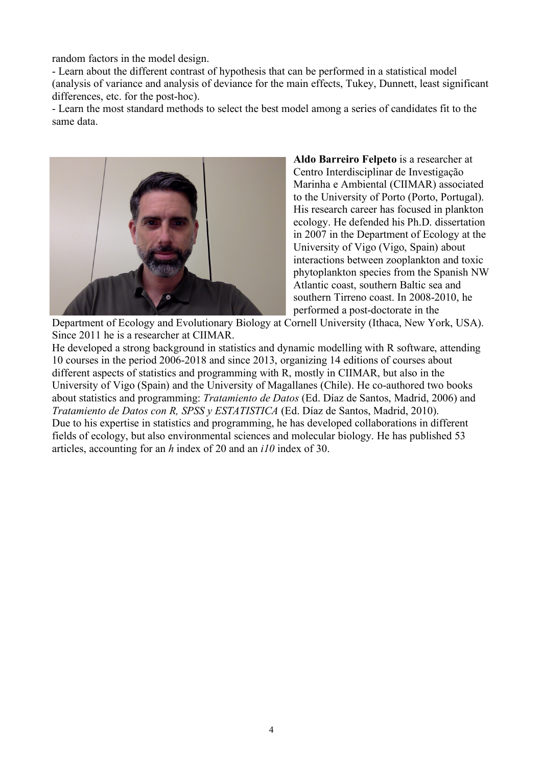random factors in the model design.

- Learn about the different contrast of hypothesis that can be performed in a statistical model (analysis of variance and analysis of deviance for the main effects, Tukey, Dunnett, least significant differences, etc. for the post-hoc).
- Learn the most standard methods to select the best model among a series of candidates fit to the same data.

**Aldo Barreiro Felpeto** is a researcher at Centro Interdisciplinar de Investigação Marinha e Ambiental (CIIMAR) associated to the University of Porto (Porto, Portugal). His research career has focused in plankton ecology. He defended his Ph.D. dissertation in 2007 in the Department of Ecology at the University of Vigo (Vigo, Spain) about interactions between zooplankton and toxic phytoplankton species from the Spanish NW Atlantic coast, southern Baltic sea and southern Tirreno coast. In 2008-2010, he performed a post-doctorate in the Department of Ecology and Evolutionary Biology at Cornell University (Ithaca, New York, USA). Since 2011 he is a researcher at CIIMAR.

He developed a strong background in statistics and dynamic modelling with R software, attending 10 courses in the period 2006-2018 and since 2013, organizing 14 editions of courses about different aspects of statistics and programming with R, mostly in CIIMAR, but also in the University of Vigo (Spain) and the University of Magallanes (Chile). He co-authored two books about statistics and programming: *Tratamiento de Datos* (Ed. Díaz de Santos, Madrid, 2006) and *Tratamiento de Datos con R, SPSS y ESTATISTICA* (Ed. Díaz de Santos, Madrid, 2010).

Due to his expertise in statistics and programming, he has developed collaborations in different fields of ecology, but also environmental sciences and molecular biology. He has published 53 articles, accounting for an *h* index of 20 and an *i10* index of 30.